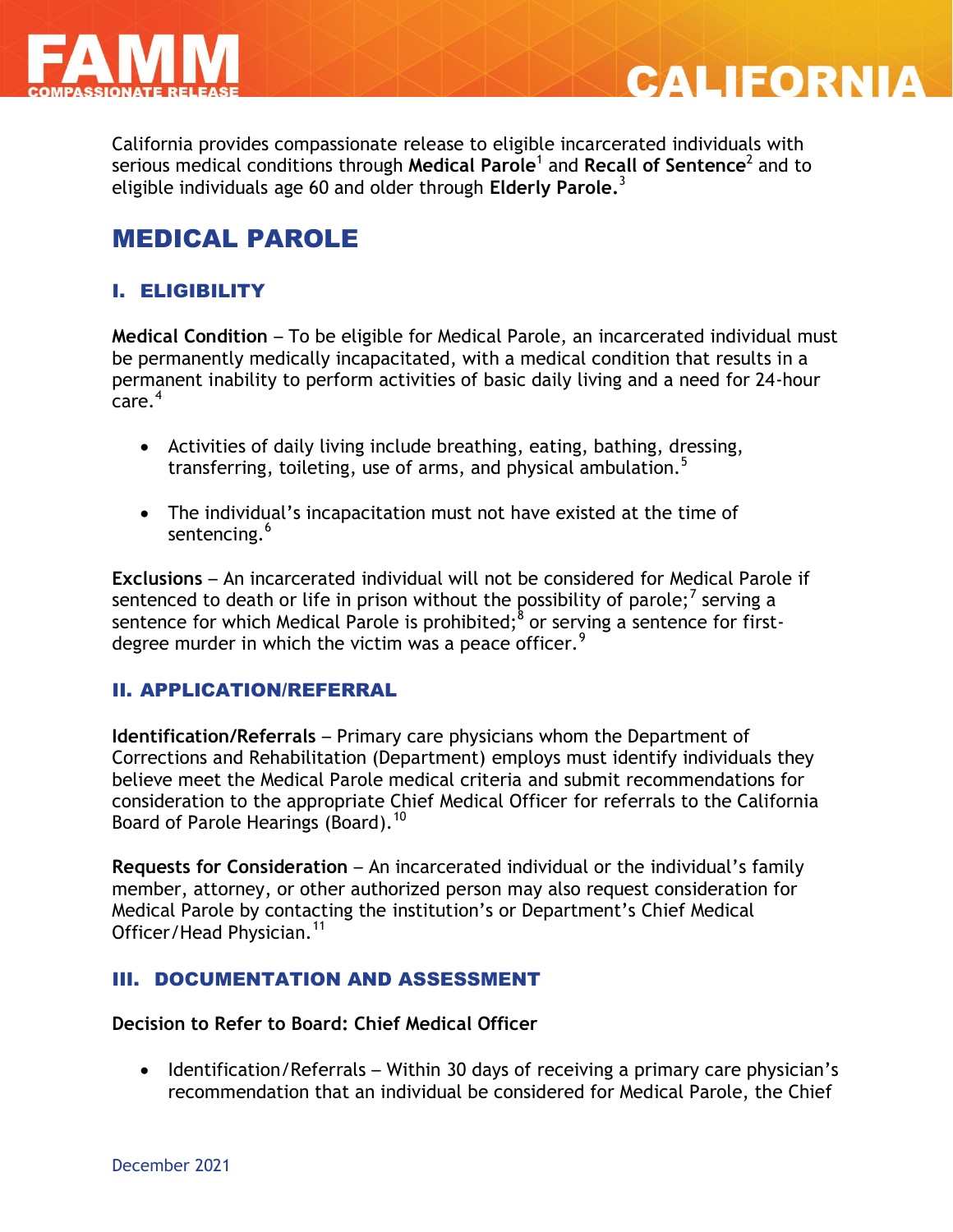# FAMM COMPASSIONATE RELEASE — CALIFORNIA

California provides compassionate release to eligible incarcerated individuals with serious medical conditions through **Medical Parole**[1] and **Recall of Sentence**[2] and to eligible individuals age 60 and older through **Elderly Parole.**[3]

## MEDICAL PAROLE

### I. ELIGIBILITY

**Medical Condition** – To be eligible for Medical Parole, an incarcerated individual must be permanently medically incapacitated, with a medical condition that results in a permanent inability to perform activities of basic daily living and a need for 24-hour care.[4]

- Activities of daily living include breathing, eating, bathing, dressing, transferring, toileting, use of arms, and physical ambulation.[5]
- The individual's incapacitation must not have existed at the time of sentencing.[6]

**Exclusions** – An incarcerated individual will not be considered for Medical Parole if sentenced to death or life in prison without the possibility of parole;[7] serving a sentence for which Medical Parole is prohibited;[8] or serving a sentence for first-degree murder in which the victim was a peace officer.[9]

### II. APPLICATION/REFERRAL

**Identification/Referrals** – Primary care physicians whom the Department of Corrections and Rehabilitation (Department) employs must identify individuals they believe meet the Medical Parole medical criteria and submit recommendations for consideration to the appropriate Chief Medical Officer for referrals to the California Board of Parole Hearings (Board).[10]

**Requests for Consideration** – An incarcerated individual or the individual's family member, attorney, or other authorized person may also request consideration for Medical Parole by contacting the institution's or Department's Chief Medical Officer/Head Physician.[11]

### III. DOCUMENTATION AND ASSESSMENT

**Decision to Refer to Board: Chief Medical Officer**

- Identification/Referrals – Within 30 days of receiving a primary care physician's recommendation that an individual be considered for Medical Parole, the Chief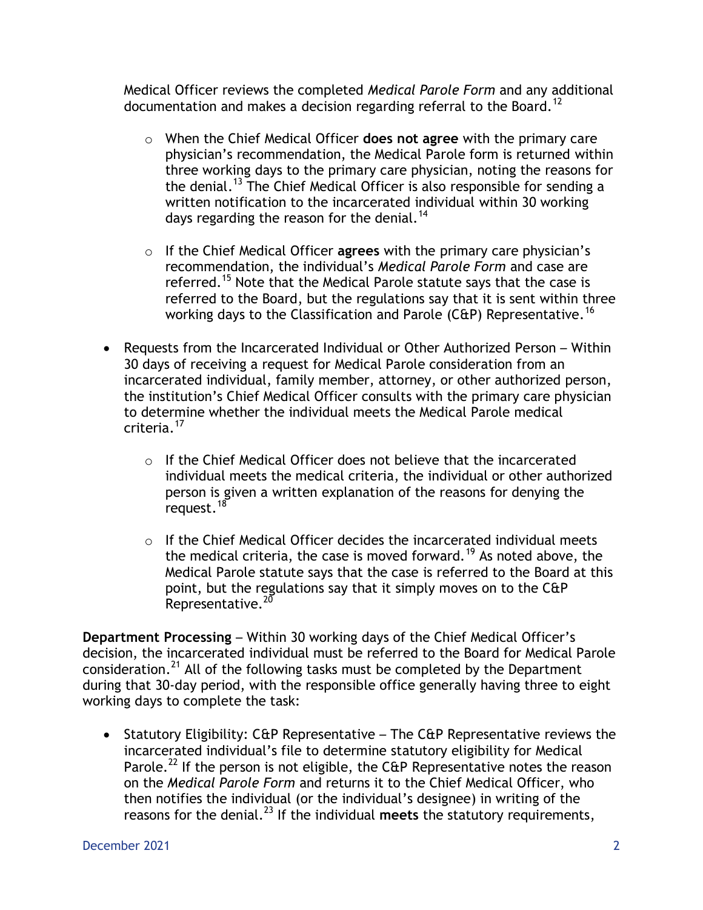Medical Officer reviews the completed *Medical Parole Form* and any additional documentation and makes a decision regarding referral to the Board.[12]

- When the Chief Medical Officer **does not agree** with the primary care physician's recommendation, the Medical Parole form is returned within three working days to the primary care physician, noting the reasons for the denial.[13] The Chief Medical Officer is also responsible for sending a written notification to the incarcerated individual within 30 working days regarding the reason for the denial.[14]

- If the Chief Medical Officer **agrees** with the primary care physician's recommendation, the individual's *Medical Parole Form* and case are referred.[15] Note that the Medical Parole statute says that the case is referred to the Board, but the regulations say that it is sent within three working days to the Classification and Parole (C&P) Representative.[16]

- Requests from the Incarcerated Individual or Other Authorized Person – Within 30 days of receiving a request for Medical Parole consideration from an incarcerated individual, family member, attorney, or other authorized person, the institution's Chief Medical Officer consults with the primary care physician to determine whether the individual meets the Medical Parole medical criteria.[17]

  - If the Chief Medical Officer does not believe that the incarcerated individual meets the medical criteria, the individual or other authorized person is given a written explanation of the reasons for denying the request.[18]

  - If the Chief Medical Officer decides the incarcerated individual meets the medical criteria, the case is moved forward.[19] As noted above, the Medical Parole statute says that the case is referred to the Board at this point, but the regulations say that it simply moves on to the C&P Representative.[20]

**Department Processing** – Within 30 working days of the Chief Medical Officer's decision, the incarcerated individual must be referred to the Board for Medical Parole consideration.[21] All of the following tasks must be completed by the Department during that 30-day period, with the responsible office generally having three to eight working days to complete the task:

- Statutory Eligibility: C&P Representative – The C&P Representative reviews the incarcerated individual's file to determine statutory eligibility for Medical Parole.[22] If the person is not eligible, the C&P Representative notes the reason on the *Medical Parole Form* and returns it to the Chief Medical Officer, who then notifies the individual (or the individual's designee) in writing of the reasons for the denial.[23] If the individual **meets** the statutory requirements,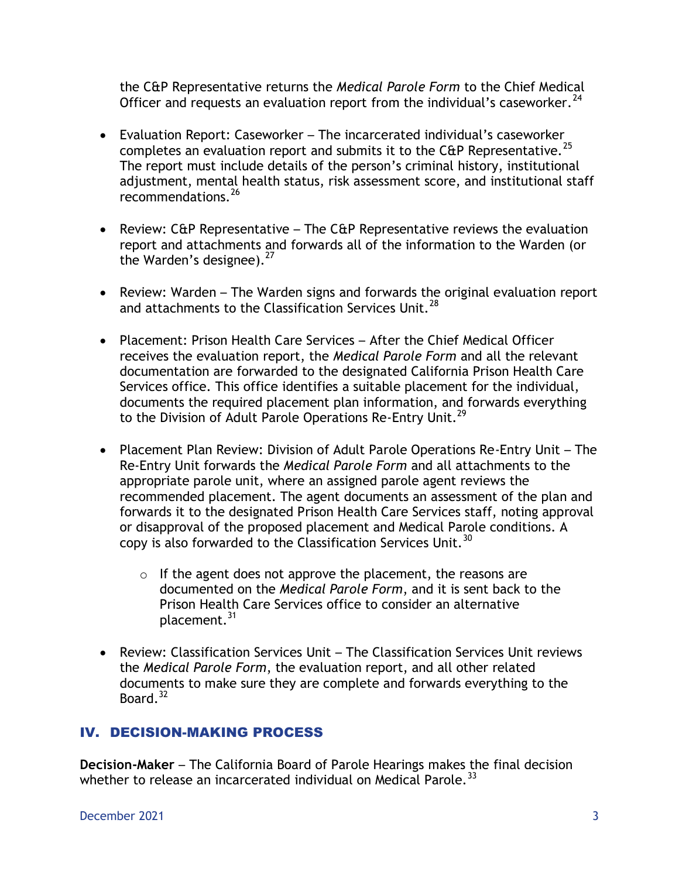the C&P Representative returns the *Medical Parole Form* to the Chief Medical Officer and requests an evaluation report from the individual's caseworker.[24]

- Evaluation Report: Caseworker – The incarcerated individual's caseworker completes an evaluation report and submits it to the C&P Representative.[25] The report must include details of the person's criminal history, institutional adjustment, mental health status, risk assessment score, and institutional staff recommendations.[26]

- Review: C&P Representative – The C&P Representative reviews the evaluation report and attachments and forwards all of the information to the Warden (or the Warden's designee).[27]

- Review: Warden – The Warden signs and forwards the original evaluation report and attachments to the Classification Services Unit.[28]

- Placement: Prison Health Care Services – After the Chief Medical Officer receives the evaluation report, the *Medical Parole Form* and all the relevant documentation are forwarded to the designated California Prison Health Care Services office. This office identifies a suitable placement for the individual, documents the required placement plan information, and forwards everything to the Division of Adult Parole Operations Re-Entry Unit.[29]

- Placement Plan Review: Division of Adult Parole Operations Re-Entry Unit – The Re-Entry Unit forwards the *Medical Parole Form* and all attachments to the appropriate parole unit, where an assigned parole agent reviews the recommended placement. The agent documents an assessment of the plan and forwards it to the designated Prison Health Care Services staff, noting approval or disapproval of the proposed placement and Medical Parole conditions. A copy is also forwarded to the Classification Services Unit.[30]
    - If the agent does not approve the placement, the reasons are documented on the *Medical Parole Form*, and it is sent back to the Prison Health Care Services office to consider an alternative placement.[31]

- Review: Classification Services Unit – The Classification Services Unit reviews the *Medical Parole Form*, the evaluation report, and all other related documents to make sure they are complete and forwards everything to the Board.[32]

## IV. DECISION-MAKING PROCESS

**Decision-Maker** – The California Board of Parole Hearings makes the final decision whether to release an incarcerated individual on Medical Parole.[33]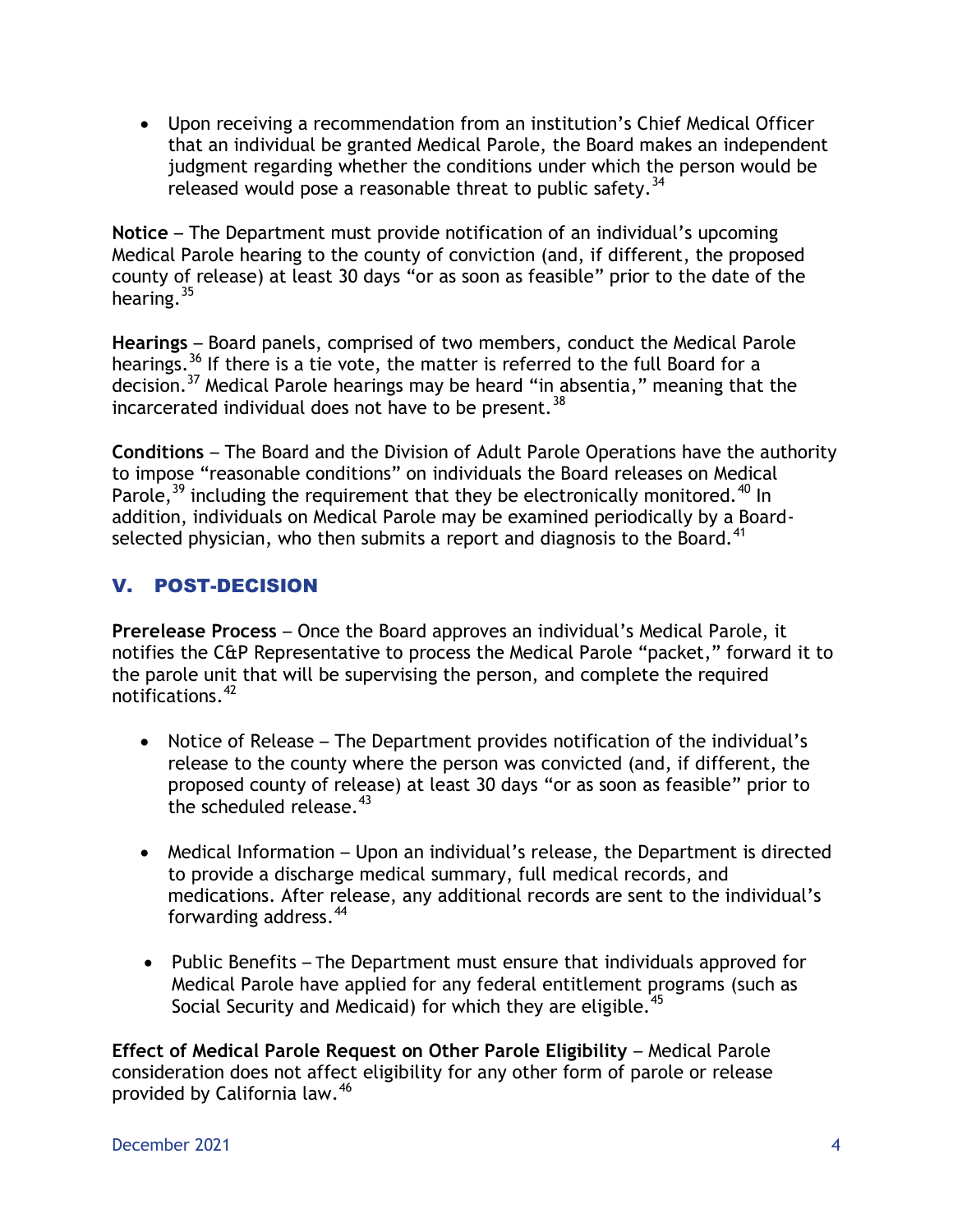- Upon receiving a recommendation from an institution's Chief Medical Officer that an individual be granted Medical Parole, the Board makes an independent judgment regarding whether the conditions under which the person would be released would pose a reasonable threat to public safety.[34]

**Notice** – The Department must provide notification of an individual's upcoming Medical Parole hearing to the county of conviction (and, if different, the proposed county of release) at least 30 days "or as soon as feasible" prior to the date of the hearing.[35]

**Hearings** – Board panels, comprised of two members, conduct the Medical Parole hearings.[36] If there is a tie vote, the matter is referred to the full Board for a decision.[37] Medical Parole hearings may be heard "in absentia," meaning that the incarcerated individual does not have to be present.[38]

**Conditions** – The Board and the Division of Adult Parole Operations have the authority to impose "reasonable conditions" on individuals the Board releases on Medical Parole,[39] including the requirement that they be electronically monitored.[40] In addition, individuals on Medical Parole may be examined periodically by a Board-selected physician, who then submits a report and diagnosis to the Board.[41]

## V. POST-DECISION

**Prerelease Process** – Once the Board approves an individual's Medical Parole, it notifies the C&P Representative to process the Medical Parole "packet," forward it to the parole unit that will be supervising the person, and complete the required notifications.[42]

- Notice of Release – The Department provides notification of the individual's release to the county where the person was convicted (and, if different, the proposed county of release) at least 30 days "or as soon as feasible" prior to the scheduled release.[43]

- Medical Information – Upon an individual's release, the Department is directed to provide a discharge medical summary, full medical records, and medications. After release, any additional records are sent to the individual's forwarding address.[44]

- Public Benefits – The Department must ensure that individuals approved for Medical Parole have applied for any federal entitlement programs (such as Social Security and Medicaid) for which they are eligible.[45]

**Effect of Medical Parole Request on Other Parole Eligibility** – Medical Parole consideration does not affect eligibility for any other form of parole or release provided by California law.[46]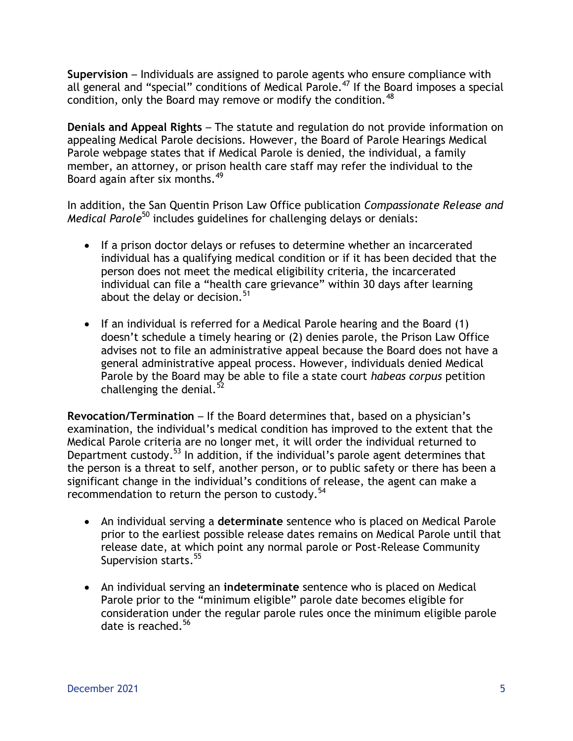**Supervision** – Individuals are assigned to parole agents who ensure compliance with all general and "special" conditions of Medical Parole.[47] If the Board imposes a special condition, only the Board may remove or modify the condition.[48]

**Denials and Appeal Rights** – The statute and regulation do not provide information on appealing Medical Parole decisions. However, the Board of Parole Hearings Medical Parole webpage states that if Medical Parole is denied, the individual, a family member, an attorney, or prison health care staff may refer the individual to the Board again after six months.[49]

In addition, the San Quentin Prison Law Office publication *Compassionate Release and Medical Parole*[50] includes guidelines for challenging delays or denials:

- If a prison doctor delays or refuses to determine whether an incarcerated individual has a qualifying medical condition or if it has been decided that the person does not meet the medical eligibility criteria, the incarcerated individual can file a "health care grievance" within 30 days after learning about the delay or decision.[51]

- If an individual is referred for a Medical Parole hearing and the Board (1) doesn't schedule a timely hearing or (2) denies parole, the Prison Law Office advises not to file an administrative appeal because the Board does not have a general administrative appeal process. However, individuals denied Medical Parole by the Board may be able to file a state court *habeas corpus* petition challenging the denial.[52]

**Revocation/Termination** – If the Board determines that, based on a physician's examination, the individual's medical condition has improved to the extent that the Medical Parole criteria are no longer met, it will order the individual returned to Department custody.[53] In addition, if the individual's parole agent determines that the person is a threat to self, another person, or to public safety or there has been a significant change in the individual's conditions of release, the agent can make a recommendation to return the person to custody.[54]

- An individual serving a **determinate** sentence who is placed on Medical Parole prior to the earliest possible release dates remains on Medical Parole until that release date, at which point any normal parole or Post-Release Community Supervision starts.[55]

- An individual serving an **indeterminate** sentence who is placed on Medical Parole prior to the "minimum eligible" parole date becomes eligible for consideration under the regular parole rules once the minimum eligible parole date is reached.[56]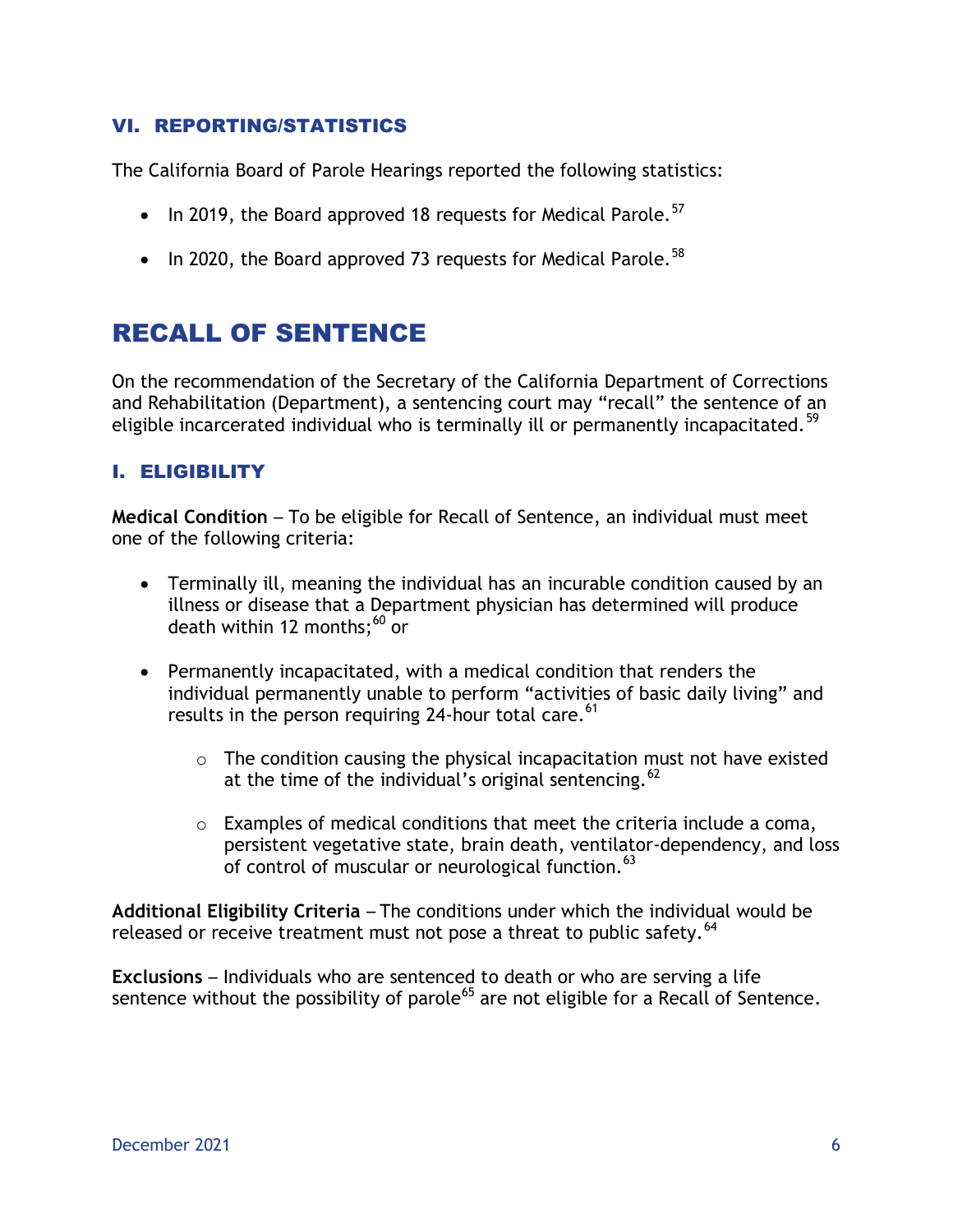### VI. REPORTING/STATISTICS

The California Board of Parole Hearings reported the following statistics:

- In 2019, the Board approved 18 requests for Medical Parole.[57]
- In 2020, the Board approved 73 requests for Medical Parole.[58]

## RECALL OF SENTENCE

On the recommendation of the Secretary of the California Department of Corrections and Rehabilitation (Department), a sentencing court may "recall" the sentence of an eligible incarcerated individual who is terminally ill or permanently incapacitated.[59]

### I. ELIGIBILITY

**Medical Condition** – To be eligible for Recall of Sentence, an individual must meet one of the following criteria:

- Terminally ill, meaning the individual has an incurable condition caused by an illness or disease that a Department physician has determined will produce death within 12 months;[60] or
- Permanently incapacitated, with a medical condition that renders the individual permanently unable to perform "activities of basic daily living" and results in the person requiring 24-hour total care.[61]
    - The condition causing the physical incapacitation must not have existed at the time of the individual's original sentencing.[62]
    - Examples of medical conditions that meet the criteria include a coma, persistent vegetative state, brain death, ventilator-dependency, and loss of control of muscular or neurological function.[63]

**Additional Eligibility Criteria** – The conditions under which the individual would be released or receive treatment must not pose a threat to public safety.[64]

**Exclusions** – Individuals who are sentenced to death or who are serving a life sentence without the possibility of parole[65] are not eligible for a Recall of Sentence.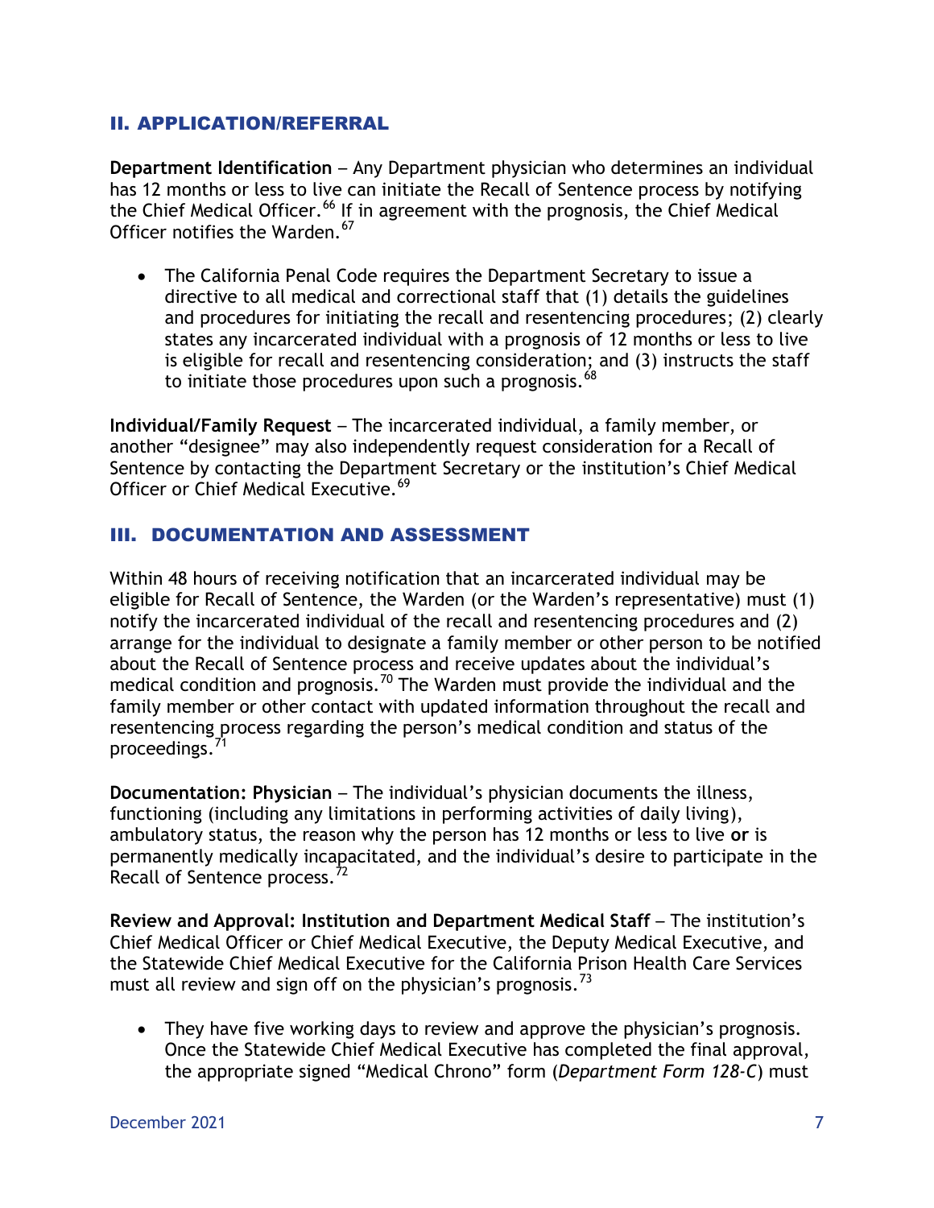## II. APPLICATION/REFERRAL

**Department Identification** – Any Department physician who determines an individual has 12 months or less to live can initiate the Recall of Sentence process by notifying the Chief Medical Officer.[66] If in agreement with the prognosis, the Chief Medical Officer notifies the Warden.[67]

- The California Penal Code requires the Department Secretary to issue a directive to all medical and correctional staff that (1) details the guidelines and procedures for initiating the recall and resentencing procedures; (2) clearly states any incarcerated individual with a prognosis of 12 months or less to live is eligible for recall and resentencing consideration; and (3) instructs the staff to initiate those procedures upon such a prognosis.[68]

**Individual/Family Request** – The incarcerated individual, a family member, or another "designee" may also independently request consideration for a Recall of Sentence by contacting the Department Secretary or the institution's Chief Medical Officer or Chief Medical Executive.[69]

## III. DOCUMENTATION AND ASSESSMENT

Within 48 hours of receiving notification that an incarcerated individual may be eligible for Recall of Sentence, the Warden (or the Warden's representative) must (1) notify the incarcerated individual of the recall and resentencing procedures and (2) arrange for the individual to designate a family member or other person to be notified about the Recall of Sentence process and receive updates about the individual's medical condition and prognosis.[70] The Warden must provide the individual and the family member or other contact with updated information throughout the recall and resentencing process regarding the person's medical condition and status of the proceedings.[71]

**Documentation: Physician** – The individual's physician documents the illness, functioning (including any limitations in performing activities of daily living), ambulatory status, the reason why the person has 12 months or less to live **or** is permanently medically incapacitated, and the individual's desire to participate in the Recall of Sentence process.[72]

**Review and Approval: Institution and Department Medical Staff** – The institution's Chief Medical Officer or Chief Medical Executive, the Deputy Medical Executive, and the Statewide Chief Medical Executive for the California Prison Health Care Services must all review and sign off on the physician's prognosis.[73]

- They have five working days to review and approve the physician's prognosis. Once the Statewide Chief Medical Executive has completed the final approval, the appropriate signed "Medical Chrono" form (*Department Form 128-C*) must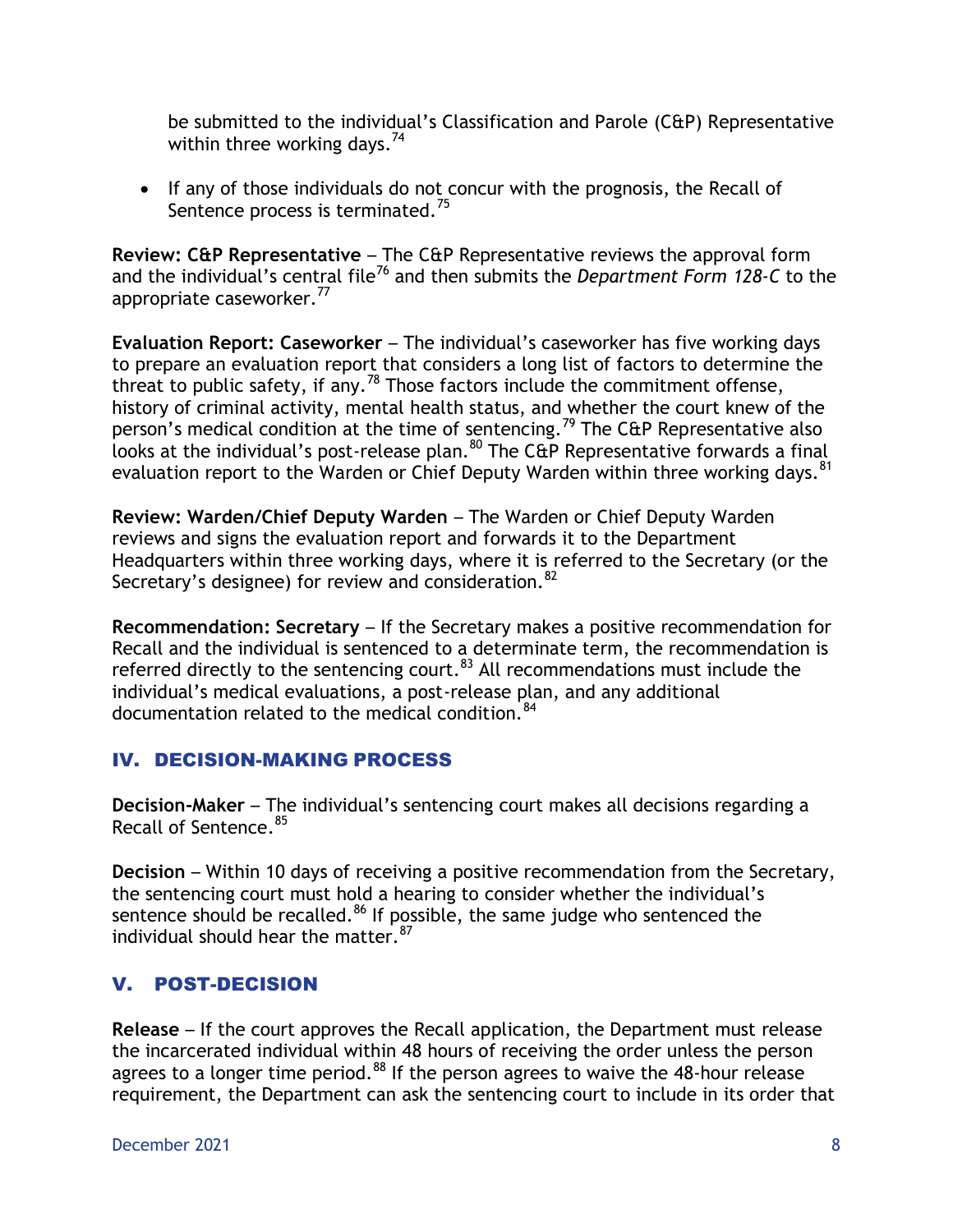be submitted to the individual's Classification and Parole (C&P) Representative within three working days.[74]

- If any of those individuals do not concur with the prognosis, the Recall of Sentence process is terminated.[75]

**Review: C&P Representative** – The C&P Representative reviews the approval form and the individual's central file[76] and then submits the *Department Form 128-C* to the appropriate caseworker.[77]

**Evaluation Report: Caseworker** – The individual's caseworker has five working days to prepare an evaluation report that considers a long list of factors to determine the threat to public safety, if any.[78] Those factors include the commitment offense, history of criminal activity, mental health status, and whether the court knew of the person's medical condition at the time of sentencing.[79] The C&P Representative also looks at the individual's post-release plan.[80] The C&P Representative forwards a final evaluation report to the Warden or Chief Deputy Warden within three working days.[81]

**Review: Warden/Chief Deputy Warden** – The Warden or Chief Deputy Warden reviews and signs the evaluation report and forwards it to the Department Headquarters within three working days, where it is referred to the Secretary (or the Secretary's designee) for review and consideration.[82]

**Recommendation: Secretary** – If the Secretary makes a positive recommendation for Recall and the individual is sentenced to a determinate term, the recommendation is referred directly to the sentencing court.[83] All recommendations must include the individual's medical evaluations, a post-release plan, and any additional documentation related to the medical condition.[84]

## IV. DECISION-MAKING PROCESS

**Decision-Maker** – The individual's sentencing court makes all decisions regarding a Recall of Sentence.[85]

**Decision** – Within 10 days of receiving a positive recommendation from the Secretary, the sentencing court must hold a hearing to consider whether the individual's sentence should be recalled.[86] If possible, the same judge who sentenced the individual should hear the matter.[87]

## V. POST-DECISION

**Release** – If the court approves the Recall application, the Department must release the incarcerated individual within 48 hours of receiving the order unless the person agrees to a longer time period.[88] If the person agrees to waive the 48-hour release requirement, the Department can ask the sentencing court to include in its order that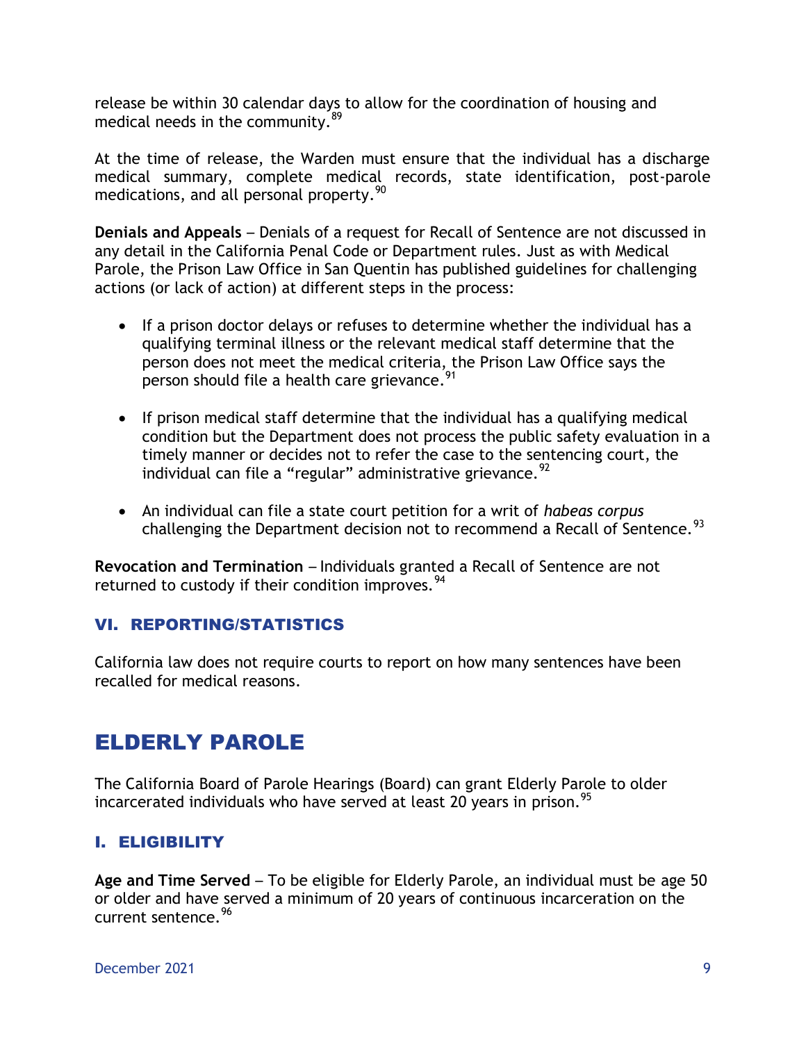release be within 30 calendar days to allow for the coordination of housing and medical needs in the community.[89]

At the time of release, the Warden must ensure that the individual has a discharge medical summary, complete medical records, state identification, post-parole medications, and all personal property.[90]

**Denials and Appeals** – Denials of a request for Recall of Sentence are not discussed in any detail in the California Penal Code or Department rules. Just as with Medical Parole, the Prison Law Office in San Quentin has published guidelines for challenging actions (or lack of action) at different steps in the process:

- If a prison doctor delays or refuses to determine whether the individual has a qualifying terminal illness or the relevant medical staff determine that the person does not meet the medical criteria, the Prison Law Office says the person should file a health care grievance.[91]

- If prison medical staff determine that the individual has a qualifying medical condition but the Department does not process the public safety evaluation in a timely manner or decides not to refer the case to the sentencing court, the individual can file a "regular" administrative grievance.[92]

- An individual can file a state court petition for a writ of *habeas corpus* challenging the Department decision not to recommend a Recall of Sentence.[93]

**Revocation and Termination** – Individuals granted a Recall of Sentence are not returned to custody if their condition improves.[94]

## VI. REPORTING/STATISTICS

California law does not require courts to report on how many sentences have been recalled for medical reasons.

# ELDERLY PAROLE

The California Board of Parole Hearings (Board) can grant Elderly Parole to older incarcerated individuals who have served at least 20 years in prison.[95]

## I. ELIGIBILITY

**Age and Time Served** – To be eligible for Elderly Parole, an individual must be age 50 or older and have served a minimum of 20 years of continuous incarceration on the current sentence.[96]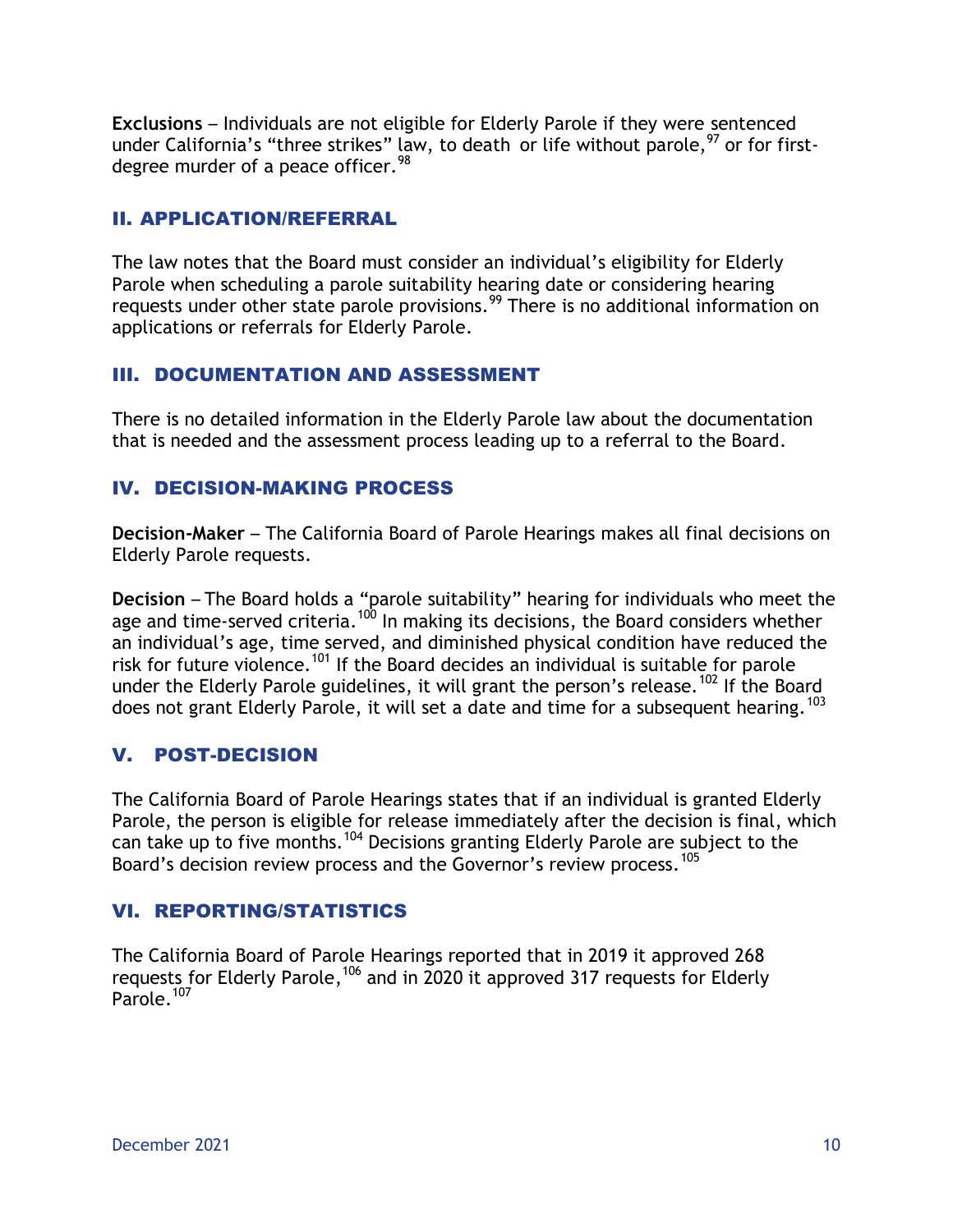**Exclusions** – Individuals are not eligible for Elderly Parole if they were sentenced under California's "three strikes" law, to death or life without parole,[97] or for first-degree murder of a peace officer.[98]

## II. APPLICATION/REFERRAL

The law notes that the Board must consider an individual's eligibility for Elderly Parole when scheduling a parole suitability hearing date or considering hearing requests under other state parole provisions.[99] There is no additional information on applications or referrals for Elderly Parole.

## III. DOCUMENTATION AND ASSESSMENT

There is no detailed information in the Elderly Parole law about the documentation that is needed and the assessment process leading up to a referral to the Board.

## IV. DECISION-MAKING PROCESS

**Decision-Maker** – The California Board of Parole Hearings makes all final decisions on Elderly Parole requests.

**Decision** – The Board holds a "parole suitability" hearing for individuals who meet the age and time-served criteria.[100] In making its decisions, the Board considers whether an individual's age, time served, and diminished physical condition have reduced the risk for future violence.[101] If the Board decides an individual is suitable for parole under the Elderly Parole guidelines, it will grant the person's release.[102] If the Board does not grant Elderly Parole, it will set a date and time for a subsequent hearing.[103]

## V. POST-DECISION

The California Board of Parole Hearings states that if an individual is granted Elderly Parole, the person is eligible for release immediately after the decision is final, which can take up to five months.[104] Decisions granting Elderly Parole are subject to the Board's decision review process and the Governor's review process.[105]

## VI. REPORTING/STATISTICS

The California Board of Parole Hearings reported that in 2019 it approved 268 requests for Elderly Parole,[106] and in 2020 it approved 317 requests for Elderly Parole.[107]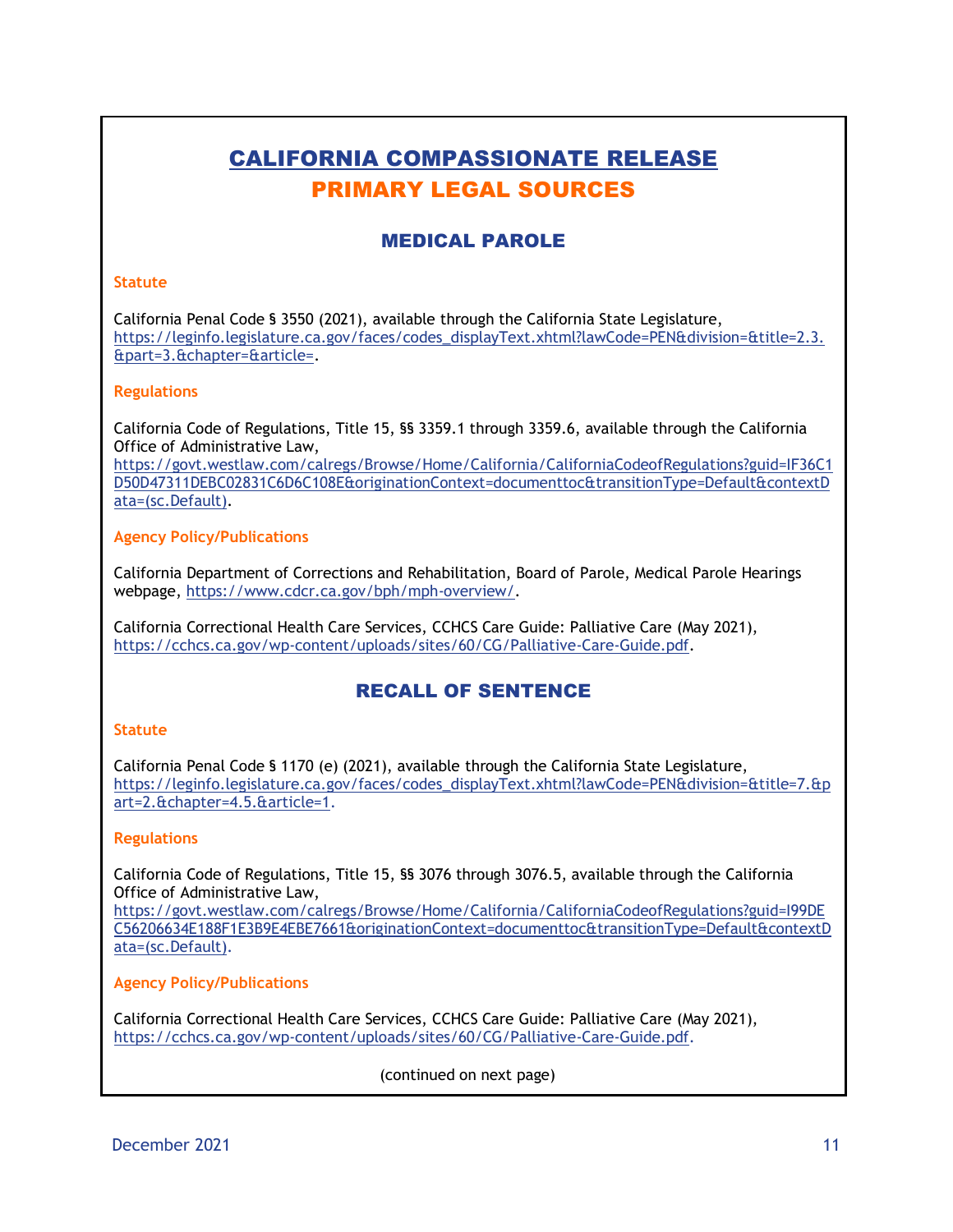# CALIFORNIA COMPASSIONATE RELEASE

## PRIMARY LEGAL SOURCES

### MEDICAL PAROLE

**Statute**

California Penal Code § 3550 (2021), available through the California State Legislature, https://leginfo.legislature.ca.gov/faces/codes_displayText.xhtml?lawCode=PEN&division=&title=2.3.&part=3.&chapter=&article=.

**Regulations**

California Code of Regulations, Title 15, §§ 3359.1 through 3359.6, available through the California Office of Administrative Law, https://govt.westlaw.com/calregs/Browse/Home/California/CaliforniaCodeofRegulations?guid=IF36C1D50D47311DEBC02831C6D6C108E&originationContext=documenttoc&transitionType=Default&contextData=(sc.Default).

**Agency Policy/Publications**

California Department of Corrections and Rehabilitation, Board of Parole, Medical Parole Hearings webpage, https://www.cdcr.ca.gov/bph/mph-overview/.

California Correctional Health Care Services, CCHCS Care Guide: Palliative Care (May 2021), https://cchcs.ca.gov/wp-content/uploads/sites/60/CG/Palliative-Care-Guide.pdf.

### RECALL OF SENTENCE

**Statute**

California Penal Code § 1170 (e) (2021), available through the California State Legislature, https://leginfo.legislature.ca.gov/faces/codes_displayText.xhtml?lawCode=PEN&division=&title=7.&part=2.&chapter=4.5.&article=1.

**Regulations**

California Code of Regulations, Title 15, §§ 3076 through 3076.5, available through the California Office of Administrative Law, https://govt.westlaw.com/calregs/Browse/Home/California/CaliforniaCodeofRegulations?guid=I99DEC56206634E188F1E3B9E4EBE7661&originationContext=documenttoc&transitionType=Default&contextData=(sc.Default).

**Agency Policy/Publications**

California Correctional Health Care Services, CCHCS Care Guide: Palliative Care (May 2021), https://cchcs.ca.gov/wp-content/uploads/sites/60/CG/Palliative-Care-Guide.pdf.

(continued on next page)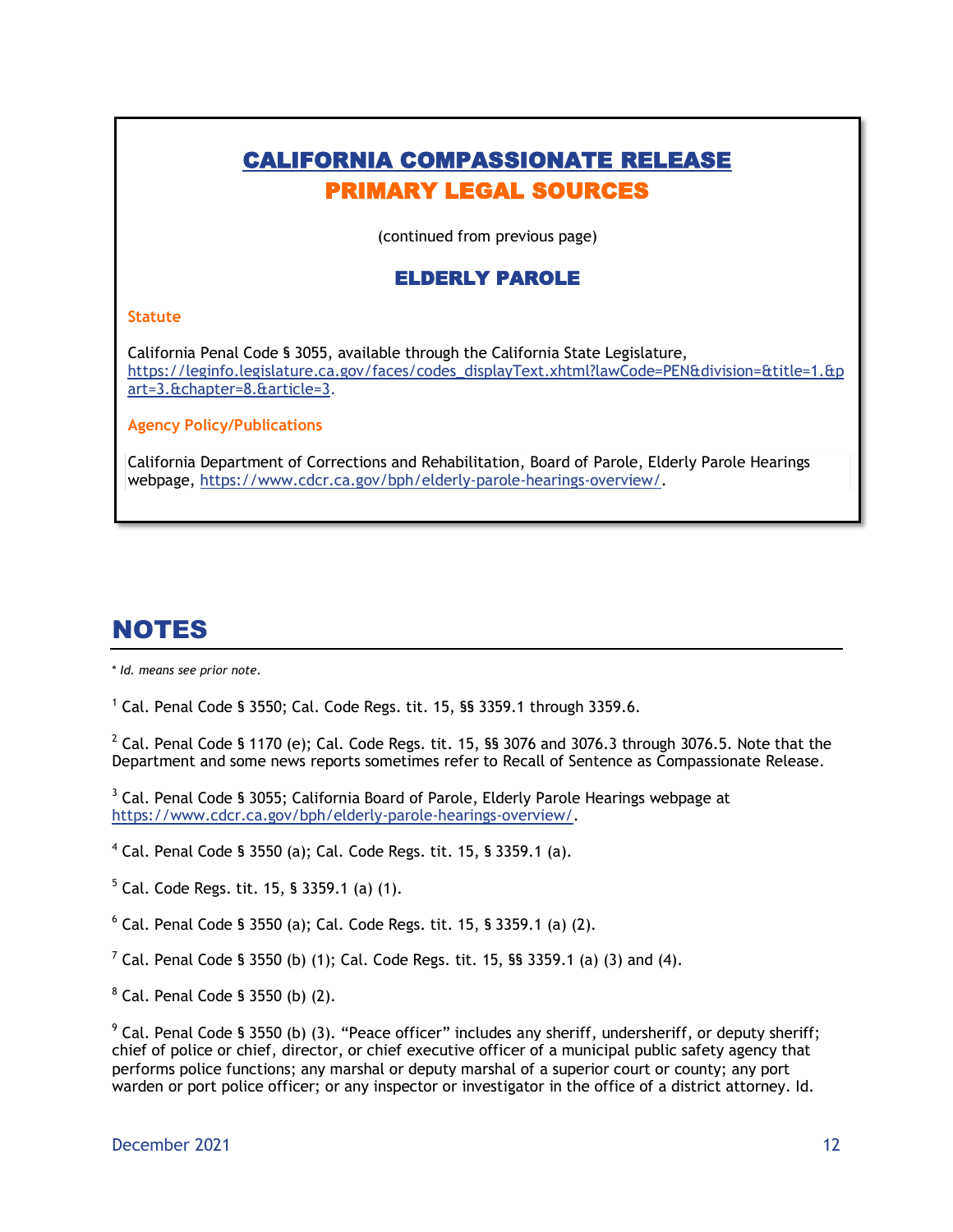# CALIFORNIA COMPASSIONATE RELEASE
## PRIMARY LEGAL SOURCES

(continued from previous page)

### ELDERLY PAROLE

**Statute**

California Penal Code § 3055, available through the California State Legislature, https://leginfo.legislature.ca.gov/faces/codes_displayText.xhtml?lawCode=PEN&division=&title=1.&part=3.&chapter=8.&article=3.

**Agency Policy/Publications**

California Department of Corrections and Rehabilitation, Board of Parole, Elderly Parole Hearings webpage, https://www.cdcr.ca.gov/bph/elderly-parole-hearings-overview/.

# NOTES

*\* Id. means see prior note.*

[1] Cal. Penal Code § 3550; Cal. Code Regs. tit. 15, §§ 3359.1 through 3359.6.

[2] Cal. Penal Code § 1170 (e); Cal. Code Regs. tit. 15, §§ 3076 and 3076.3 through 3076.5. Note that the Department and some news reports sometimes refer to Recall of Sentence as Compassionate Release.

[3] Cal. Penal Code § 3055; California Board of Parole, Elderly Parole Hearings webpage at https://www.cdcr.ca.gov/bph/elderly-parole-hearings-overview/.

[4] Cal. Penal Code § 3550 (a); Cal. Code Regs. tit. 15, § 3359.1 (a).

[5] Cal. Code Regs. tit. 15, § 3359.1 (a) (1).

[6] Cal. Penal Code § 3550 (a); Cal. Code Regs. tit. 15, § 3359.1 (a) (2).

[7] Cal. Penal Code § 3550 (b) (1); Cal. Code Regs. tit. 15, §§ 3359.1 (a) (3) and (4).

[8] Cal. Penal Code § 3550 (b) (2).

[9] Cal. Penal Code § 3550 (b) (3). "Peace officer" includes any sheriff, undersheriff, or deputy sheriff; chief of police or chief, director, or chief executive officer of a municipal public safety agency that performs police functions; any marshal or deputy marshal of a superior court or county; any port warden or port police officer; or any inspector or investigator in the office of a district attorney. Id.

December 2021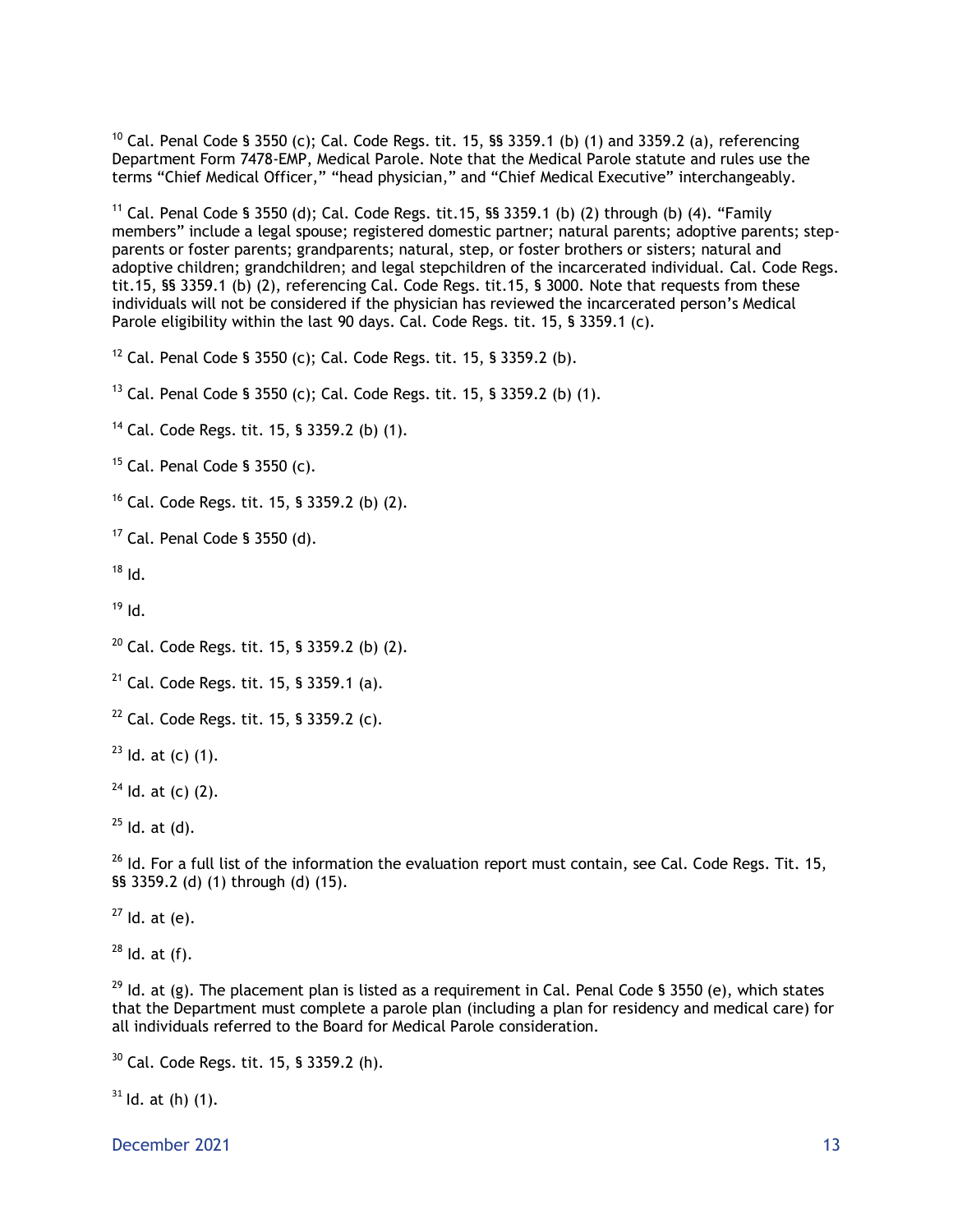[10] Cal. Penal Code § 3550 (c); Cal. Code Regs. tit. 15, §§ 3359.1 (b) (1) and 3359.2 (a), referencing Department Form 7478-EMP, Medical Parole. Note that the Medical Parole statute and rules use the terms "Chief Medical Officer," "head physician," and "Chief Medical Executive" interchangeably.

[11] Cal. Penal Code § 3550 (d); Cal. Code Regs. tit.15, §§ 3359.1 (b) (2) through (b) (4). "Family members" include a legal spouse; registered domestic partner; natural parents; adoptive parents; step-parents or foster parents; grandparents; natural, step, or foster brothers or sisters; natural and adoptive children; grandchildren; and legal stepchildren of the incarcerated individual. Cal. Code Regs. tit.15, §§ 3359.1 (b) (2), referencing Cal. Code Regs. tit.15, § 3000. Note that requests from these individuals will not be considered if the physician has reviewed the incarcerated person's Medical Parole eligibility within the last 90 days. Cal. Code Regs. tit. 15, § 3359.1 (c).

[12] Cal. Penal Code § 3550 (c); Cal. Code Regs. tit. 15, § 3359.2 (b).

[13] Cal. Penal Code § 3550 (c); Cal. Code Regs. tit. 15, § 3359.2 (b) (1).

[14] Cal. Code Regs. tit. 15, § 3359.2 (b) (1).

[15] Cal. Penal Code § 3550 (c).

[16] Cal. Code Regs. tit. 15, § 3359.2 (b) (2).

[17] Cal. Penal Code § 3550 (d).

[18] Id.

[19] Id.

[20] Cal. Code Regs. tit. 15, § 3359.2 (b) (2).

[21] Cal. Code Regs. tit. 15, § 3359.1 (a).

[22] Cal. Code Regs. tit. 15, § 3359.2 (c).

[23] Id. at (c) (1).

[24] Id. at (c) (2).

[25] Id. at (d).

[26] Id. For a full list of the information the evaluation report must contain, see Cal. Code Regs. Tit. 15, §§ 3359.2 (d) (1) through (d) (15).

[27] Id. at (e).

[28] Id. at (f).

[29] Id. at (g). The placement plan is listed as a requirement in Cal. Penal Code § 3550 (e), which states that the Department must complete a parole plan (including a plan for residency and medical care) for all individuals referred to the Board for Medical Parole consideration.

[30] Cal. Code Regs. tit. 15, § 3359.2 (h).

[31] Id. at (h) (1).

December 2021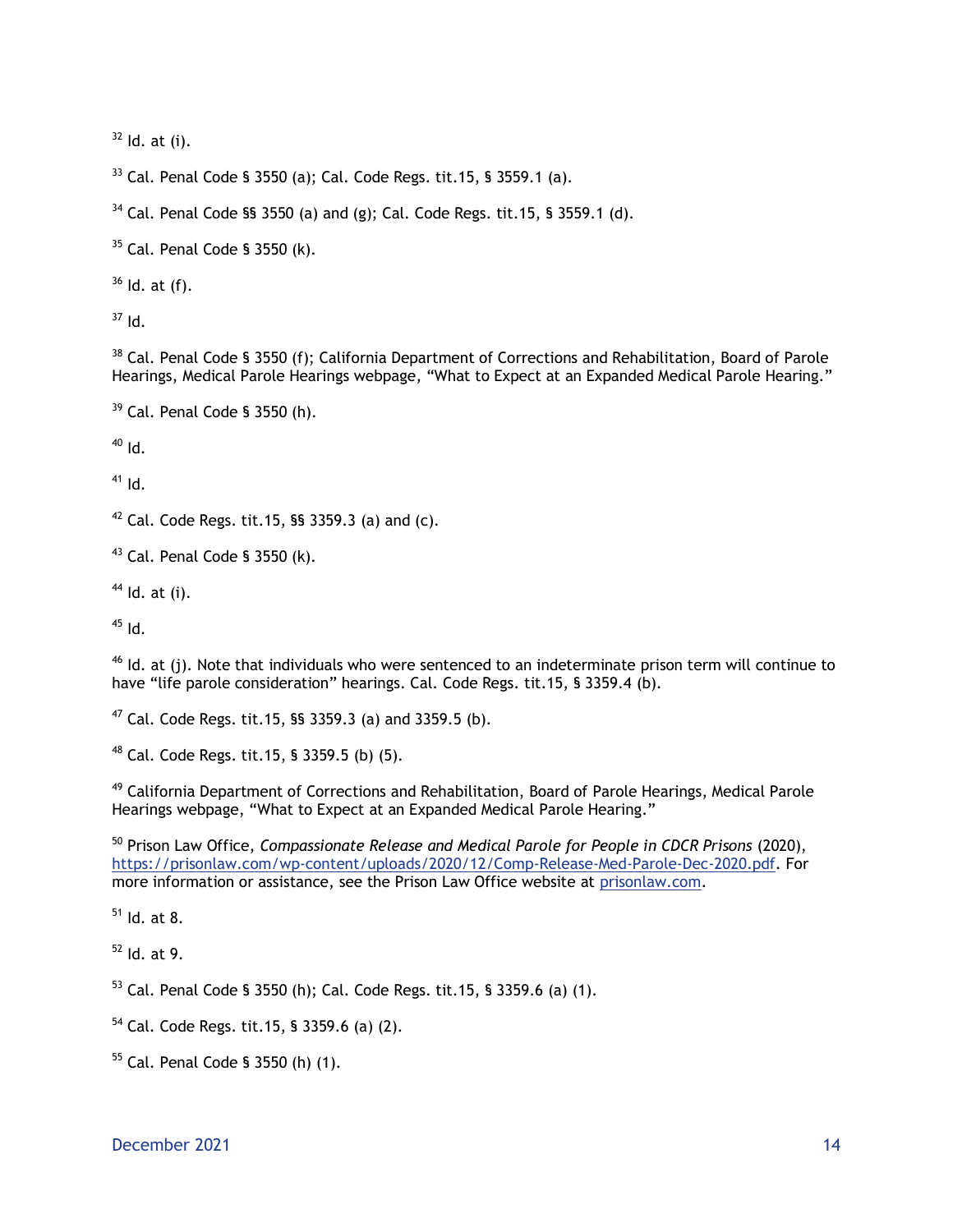[32] Id. at (i).

[33] Cal. Penal Code § 3550 (a); Cal. Code Regs. tit.15, § 3559.1 (a).

[34] Cal. Penal Code §§ 3550 (a) and (g); Cal. Code Regs. tit.15, § 3559.1 (d).

[35] Cal. Penal Code § 3550 (k).

[36] Id. at (f).

[37] Id.

[38] Cal. Penal Code § 3550 (f); California Department of Corrections and Rehabilitation, Board of Parole Hearings, Medical Parole Hearings webpage, "What to Expect at an Expanded Medical Parole Hearing."

[39] Cal. Penal Code § 3550 (h).

[40] Id.

[41] Id.

[42] Cal. Code Regs. tit.15, §§ 3359.3 (a) and (c).

[43] Cal. Penal Code § 3550 (k).

[44] Id. at (i).

[45] Id.

[46] Id. at (j). Note that individuals who were sentenced to an indeterminate prison term will continue to have "life parole consideration" hearings. Cal. Code Regs. tit.15, § 3359.4 (b).

[47] Cal. Code Regs. tit.15, §§ 3359.3 (a) and 3359.5 (b).

[48] Cal. Code Regs. tit.15, § 3359.5 (b) (5).

[49] California Department of Corrections and Rehabilitation, Board of Parole Hearings, Medical Parole Hearings webpage, "What to Expect at an Expanded Medical Parole Hearing."

[50] Prison Law Office, *Compassionate Release and Medical Parole for People in CDCR Prisons* (2020), https://prisonlaw.com/wp-content/uploads/2020/12/Comp-Release-Med-Parole-Dec-2020.pdf. For more information or assistance, see the Prison Law Office website at prisonlaw.com.

[51] Id. at 8.

[52] Id. at 9.

[53] Cal. Penal Code § 3550 (h); Cal. Code Regs. tit.15, § 3359.6 (a) (1).

[54] Cal. Code Regs. tit.15, § 3359.6 (a) (2).

[55] Cal. Penal Code § 3550 (h) (1).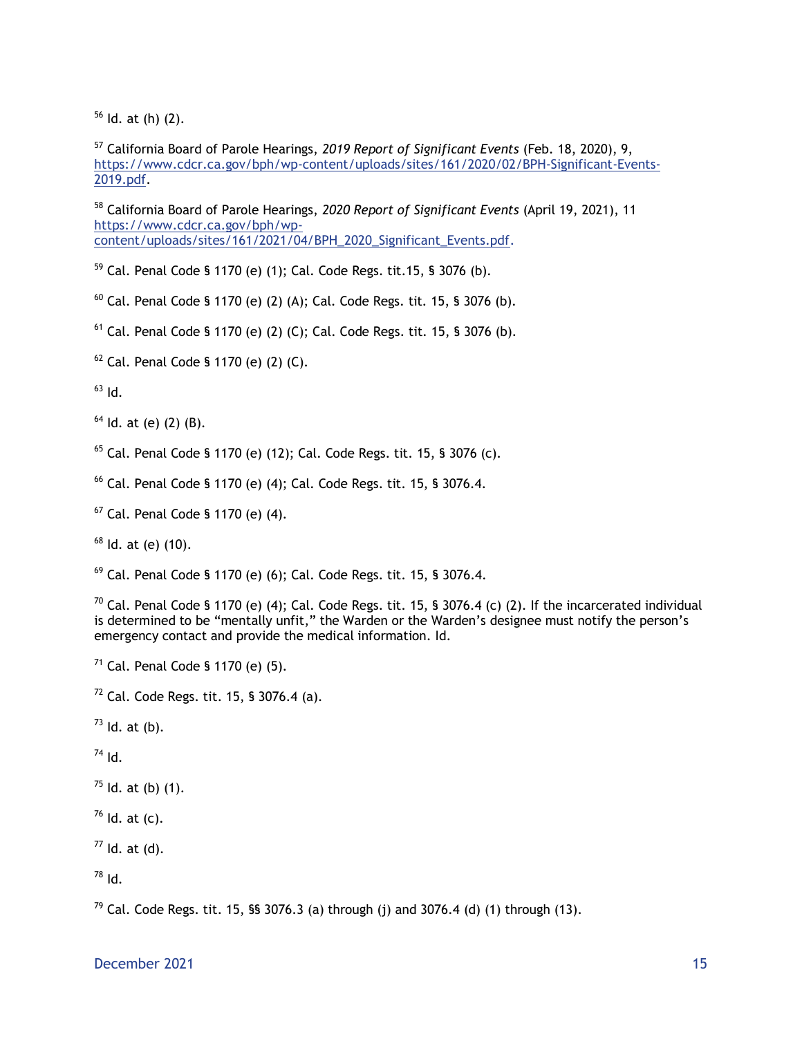[56] Id. at (h) (2).

[57] California Board of Parole Hearings, *2019 Report of Significant Events* (Feb. 18, 2020), 9, https://www.cdcr.ca.gov/bph/wp-content/uploads/sites/161/2020/02/BPH-Significant-Events-2019.pdf.

[58] California Board of Parole Hearings, *2020 Report of Significant Events* (April 19, 2021), 11 https://www.cdcr.ca.gov/bph/wp-content/uploads/sites/161/2021/04/BPH_2020_Significant_Events.pdf.

[59] Cal. Penal Code § 1170 (e) (1); Cal. Code Regs. tit.15, § 3076 (b).

[60] Cal. Penal Code § 1170 (e) (2) (A); Cal. Code Regs. tit. 15, § 3076 (b).

[61] Cal. Penal Code § 1170 (e) (2) (C); Cal. Code Regs. tit. 15, § 3076 (b).

[62] Cal. Penal Code § 1170 (e) (2) (C).

[63] Id.

[64] Id. at (e) (2) (B).

[65] Cal. Penal Code § 1170 (e) (12); Cal. Code Regs. tit. 15, § 3076 (c).

[66] Cal. Penal Code § 1170 (e) (4); Cal. Code Regs. tit. 15, § 3076.4.

[67] Cal. Penal Code § 1170 (e) (4).

[68] Id. at (e) (10).

[69] Cal. Penal Code § 1170 (e) (6); Cal. Code Regs. tit. 15, § 3076.4.

[70] Cal. Penal Code § 1170 (e) (4); Cal. Code Regs. tit. 15, § 3076.4 (c) (2). If the incarcerated individual is determined to be "mentally unfit," the Warden or the Warden's designee must notify the person's emergency contact and provide the medical information. Id.

[71] Cal. Penal Code § 1170 (e) (5).

[72] Cal. Code Regs. tit. 15, § 3076.4 (a).

[73] Id. at (b).

[74] Id.

[75] Id. at (b) (1).

[76] Id. at (c).

[77] Id. at (d).

[78] Id.

[79] Cal. Code Regs. tit. 15, §§ 3076.3 (a) through (j) and 3076.4 (d) (1) through (13).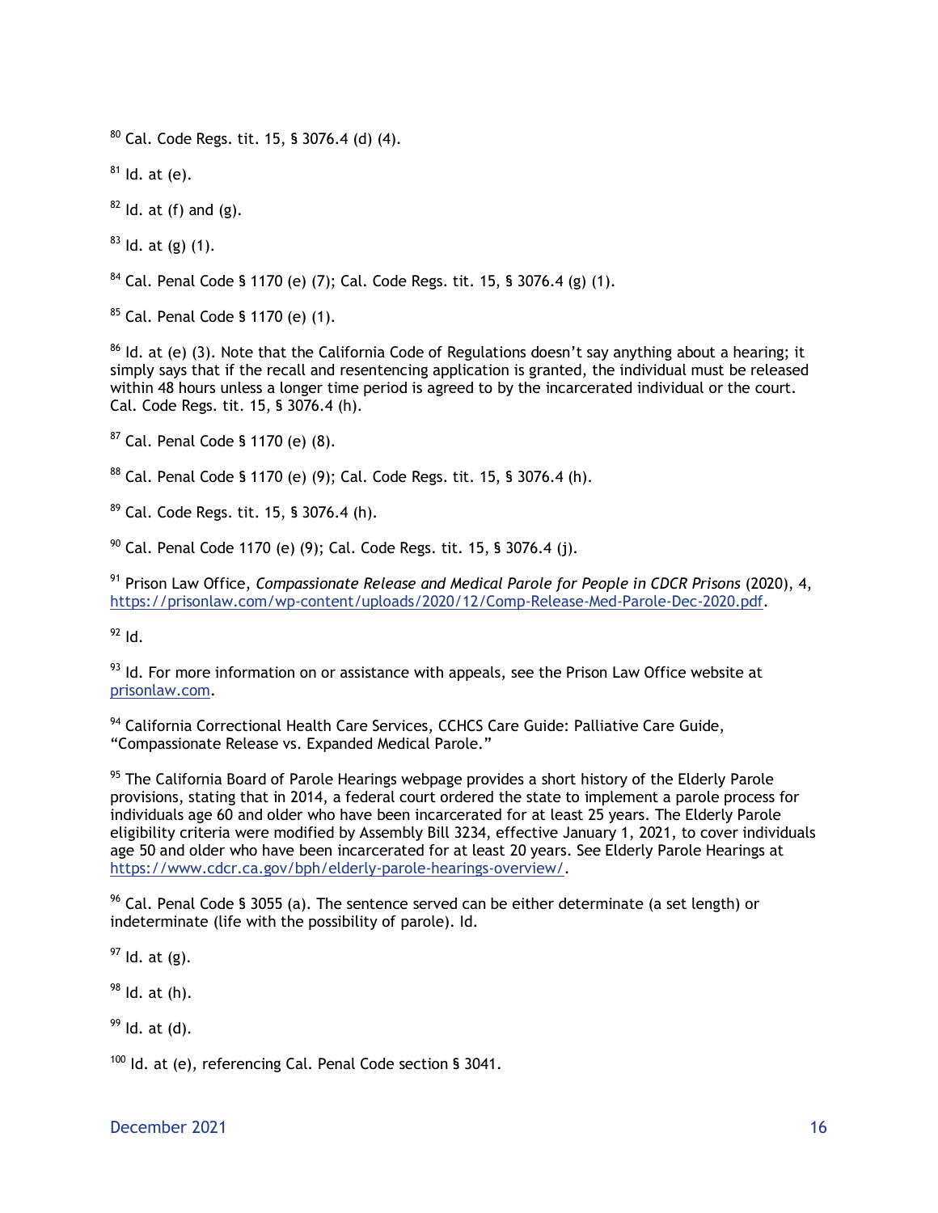[80] Cal. Code Regs. tit. 15, § 3076.4 (d) (4).

[81] Id. at (e).

[82] Id. at (f) and (g).

[83] Id. at (g) (1).

[84] Cal. Penal Code § 1170 (e) (7); Cal. Code Regs. tit. 15, § 3076.4 (g) (1).

[85] Cal. Penal Code § 1170 (e) (1).

[86] Id. at (e) (3). Note that the California Code of Regulations doesn't say anything about a hearing; it simply says that if the recall and resentencing application is granted, the individual must be released within 48 hours unless a longer time period is agreed to by the incarcerated individual or the court. Cal. Code Regs. tit. 15, § 3076.4 (h).

[87] Cal. Penal Code § 1170 (e) (8).

[88] Cal. Penal Code § 1170 (e) (9); Cal. Code Regs. tit. 15, § 3076.4 (h).

[89] Cal. Code Regs. tit. 15, § 3076.4 (h).

[90] Cal. Penal Code 1170 (e) (9); Cal. Code Regs. tit. 15, § 3076.4 (j).

[91] Prison Law Office, *Compassionate Release and Medical Parole for People in CDCR Prisons* (2020), 4, https://prisonlaw.com/wp-content/uploads/2020/12/Comp-Release-Med-Parole-Dec-2020.pdf.

[92] Id.

[93] Id. For more information on or assistance with appeals, see the Prison Law Office website at prisonlaw.com.

[94] California Correctional Health Care Services, CCHCS Care Guide: Palliative Care Guide, "Compassionate Release vs. Expanded Medical Parole."

[95] The California Board of Parole Hearings webpage provides a short history of the Elderly Parole provisions, stating that in 2014, a federal court ordered the state to implement a parole process for individuals age 60 and older who have been incarcerated for at least 25 years. The Elderly Parole eligibility criteria were modified by Assembly Bill 3234, effective January 1, 2021, to cover individuals age 50 and older who have been incarcerated for at least 20 years. See Elderly Parole Hearings at https://www.cdcr.ca.gov/bph/elderly-parole-hearings-overview/.

[96] Cal. Penal Code § 3055 (a). The sentence served can be either determinate (a set length) or indeterminate (life with the possibility of parole). Id.

[97] Id. at (g).

[98] Id. at (h).

[99] Id. at (d).

[100] Id. at (e), referencing Cal. Penal Code section § 3041.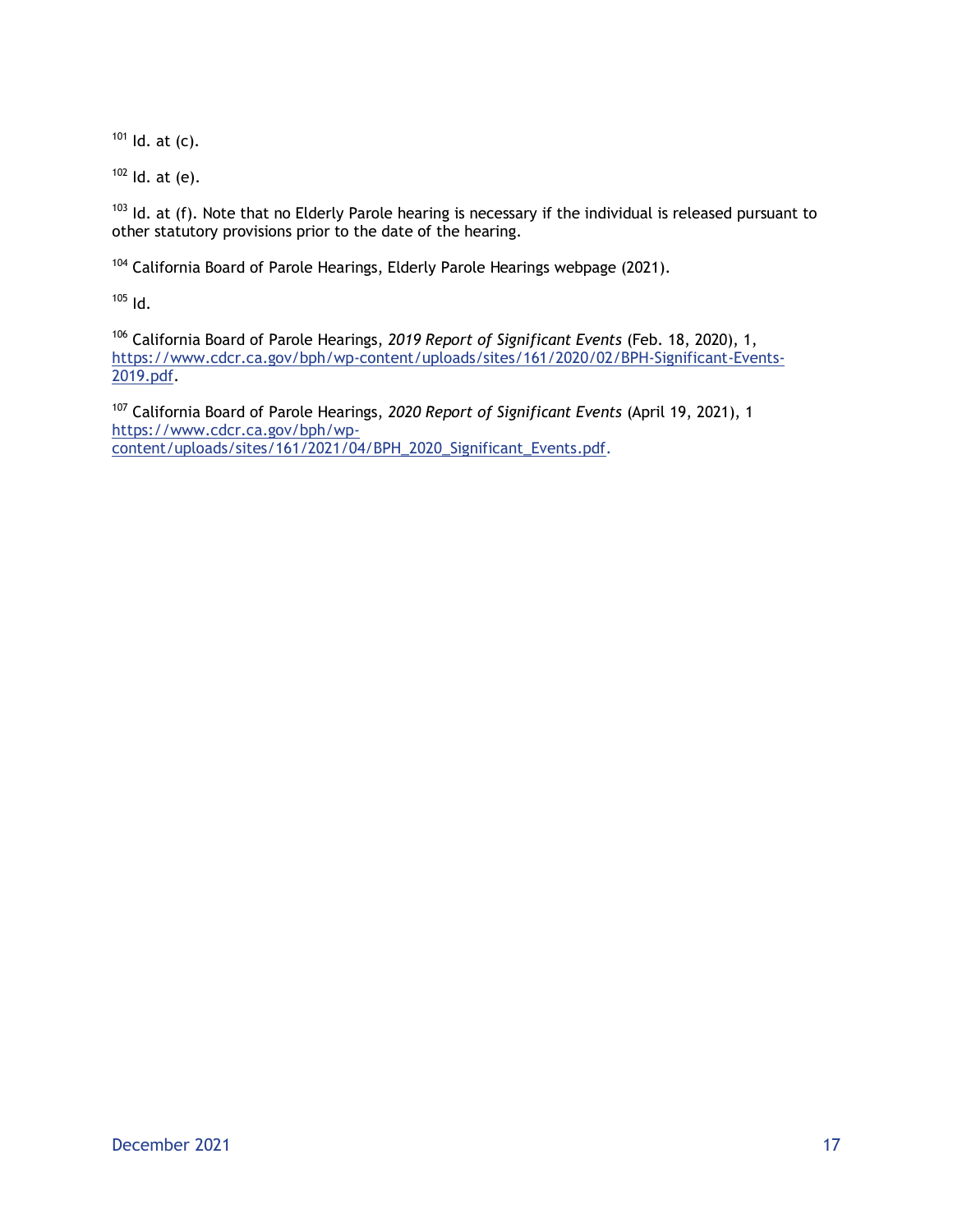[101] Id. at (c).

[102] Id. at (e).

[103] Id. at (f). Note that no Elderly Parole hearing is necessary if the individual is released pursuant to other statutory provisions prior to the date of the hearing.

[104] California Board of Parole Hearings, Elderly Parole Hearings webpage (2021).

[105] Id.

[106] California Board of Parole Hearings, *2019 Report of Significant Events* (Feb. 18, 2020), 1, https://www.cdcr.ca.gov/bph/wp-content/uploads/sites/161/2020/02/BPH-Significant-Events-2019.pdf.

[107] California Board of Parole Hearings, *2020 Report of Significant Events* (April 19, 2021), 1 https://www.cdcr.ca.gov/bph/wp-content/uploads/sites/161/2021/04/BPH_2020_Significant_Events.pdf.